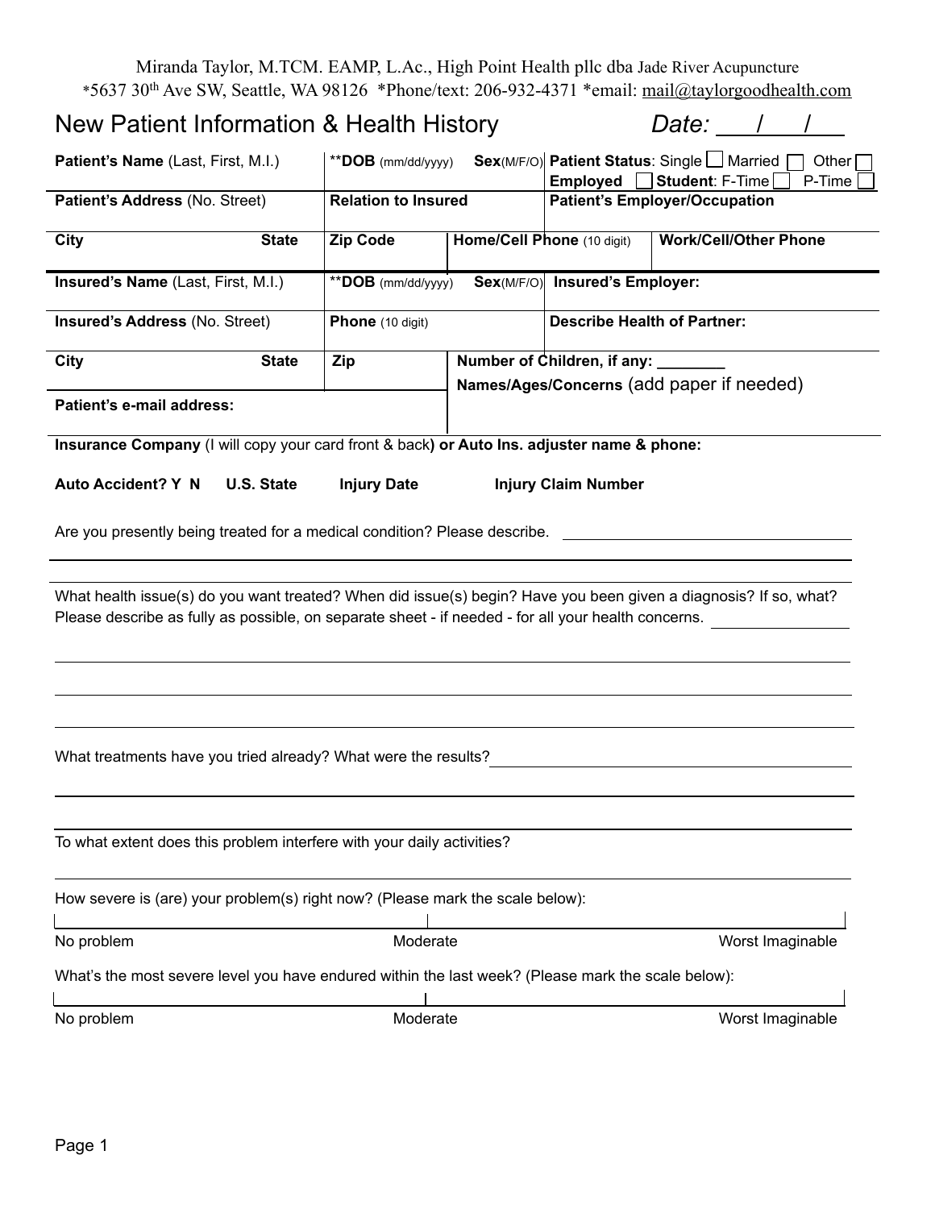Miranda Taylor, M.TCM. EAMP, L.Ac., High Point Health pllc dba Jade River Acupuncture
*5637 30th Ave SW, Seattle, WA 98126 *Phone/text: 206-932-4371 *email: mail@taylorgoodhealth.com

# New Patient Information & Health History

*Date:* ___/___/___

| **Patient's Name** (Last, First, M.I.) | **DOB (mm/dd/yyyy) **Sex**(M/F/O) | | **Patient Status**: Single ☐ Married ☐ Other ☐ **Employed** ☐ **Student**: F-Time ☐ P-Time ☐ |
|---|---|---|---|
| **Patient's Address** (No. Street) | **Relation to Insured** | | **Patient's Employer/Occupation** |
| **City** **State** | **Zip Code** | **Home/Cell Phone** (10 digit) | **Work/Cell/Other Phone** |
| **Insured's Name** (Last, First, M.I.) | **DOB (mm/dd/yyyy) **Sex**(M/F/O) | | **Insured's Employer:** |
| **Insured's Address** (No. Street) | **Phone** (10 digit) | | **Describe Health of Partner:** |
| **City** **State** | **Zip** | **Number of Children, if any:** ________ **Names/Ages/Concerns** (add paper if needed) | |
| **Patient's e-mail address:** | | | |

**Insurance Company** (I will copy your card front & back**) or Auto Ins. adjuster name & phone:**

**Auto Accident? Y N** **U.S. State** **Injury Date** **Injury Claim Number**

Are you presently being treated for a medical condition? Please describe. ______________________________

______________________________________________________________________

What health issue(s) do you want treated? When did issue(s) begin? Have you been given a diagnosis? If so, what? Please describe as fully as possible, on separate sheet - if needed - for all your health concerns. ____________

______________________________________________________________________

______________________________________________________________________

______________________________________________________________________

What treatments have you tried already? What were the results?______________________________

______________________________________________________________________

______________________________________________________________________

To what extent does this problem interfere with your daily activities?

______________________________________________________________________

How severe is (are) your problem(s) right now? (Please mark the scale below):

No problem | Moderate | Worst Imaginable

What's the most severe level you have endured within the last week? (Please mark the scale below):

No problem | Moderate | Worst Imaginable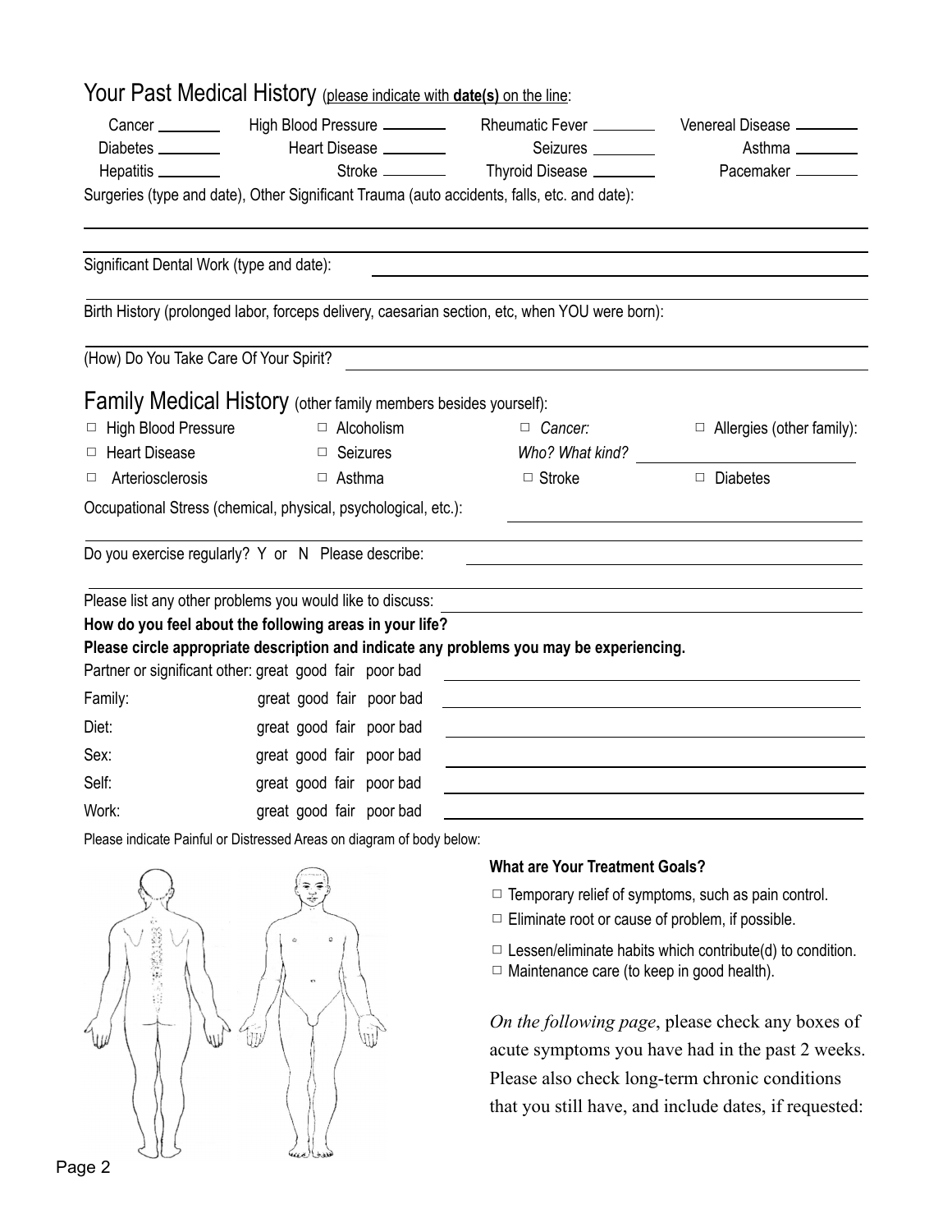## Your Past Medical History (please indicate with **date(s)** on the line:

| | | | |
|---|---|---|---|
| Cancer ________ | High Blood Pressure ________ | Rheumatic Fever ________ | Venereal Disease ________ |
| Diabetes ________ | Heart Disease ________ | Seizures ________ | Asthma ________ |
| Hepatitis ________ | Stroke ________ | Thyroid Disease ________ | Pacemaker ________ |

Surgeries (type and date), Other Significant Trauma (auto accidents, falls, etc. and date):

Significant Dental Work (type and date):

Birth History (prolonged labor, forceps delivery, caesarian section, etc, when YOU were born):

(How) Do You Take Care Of Your Spirit?

## Family Medical History (other family members besides yourself):

| | | | |
|---|---|---|---|
| □ High Blood Pressure | □ Alcoholism | □ *Cancer:* | □ Allergies (other family): |
| □ Heart Disease | □ Seizures | *Who? What kind?* | |
| □ Arteriosclerosis | □ Asthma | □ Stroke | □ Diabetes |

Occupational Stress (chemical, physical, psychological, etc.):

Do you exercise regularly? Y or N Please describe:

Please list any other problems you would like to discuss:

**How do you feel about the following areas in your life?**
**Please circle appropriate description and indicate any problems you may be experiencing.**

| | | |
|---|---|---|
| Partner or significant other: | great good fair poor bad | |
| Family: | great good fair poor bad | |
| Diet: | great good fair poor bad | |
| Sex: | great good fair poor bad | |
| Self: | great good fair poor bad | |
| Work: | great good fair poor bad | |

Please indicate Painful or Distressed Areas on diagram of body below:

**What are Your Treatment Goals?**

- □ Temporary relief of symptoms, such as pain control.
- □ Eliminate root or cause of problem, if possible.
- □ Lessen/eliminate habits which contribute(d) to condition.
- □ Maintenance care (to keep in good health).

*On the following page*, please check any boxes of acute symptoms you have had in the past 2 weeks. Please also check long-term chronic conditions that you still have, and include dates, if requested: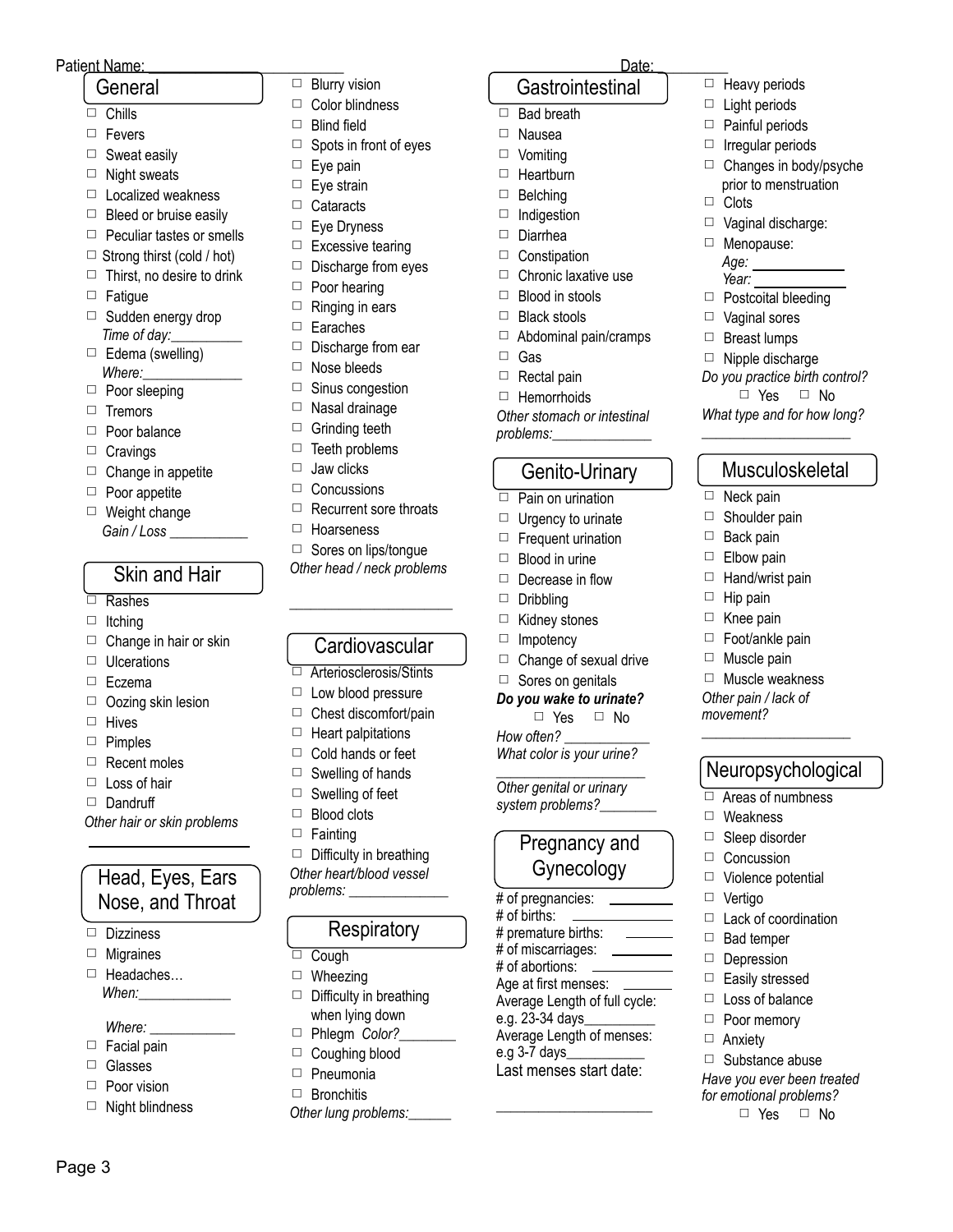Patient Name:\_\_\_\_\_\_\_\_\_\_\_\_\_\_\_\_\_\_\_\_\_\_\_\_ Date:\_\_\_\_\_\_\_\_\_

## General

- ☐ Chills
- ☐ Fevers
- ☐ Sweat easily
- ☐ Night sweats
- ☐ Localized weakness
- ☐ Bleed or bruise easily
- ☐ Peculiar tastes or smells
- ☐ Strong thirst (cold / hot)
- ☐ Thirst, no desire to drink
- ☐ Fatigue
- ☐ Sudden energy drop
  *Time of day:*\_\_\_\_\_\_\_\_\_\_
- ☐ Edema (swelling)
  *Where:*\_\_\_\_\_\_\_\_\_\_\_\_\_\_
- ☐ Poor sleeping
- ☐ Tremors
- ☐ Poor balance
- ☐ Cravings
- ☐ Change in appetite
- ☐ Poor appetite
- ☐ Weight change
  *Gain / Loss* \_\_\_\_\_\_\_\_\_\_\_

## Skin and Hair

- ☐ Rashes
- ☐ Itching
- ☐ Change in hair or skin
- ☐ Ulcerations
- ☐ Eczema
- ☐ Oozing skin lesion
- ☐ Hives
- ☐ Pimples
- ☐ Recent moles
- ☐ Loss of hair
- ☐ Dandruff

*Other hair or skin problems*

\_\_\_\_\_\_\_\_\_\_\_\_\_\_\_\_\_\_\_\_\_\_\_\_

## Head, Eyes, Ears Nose, and Throat

- ☐ Dizziness
- ☐ Migraines
- ☐ Headaches…
  *When:*\_\_\_\_\_\_\_\_\_\_\_\_\_
  *Where:* \_\_\_\_\_\_\_\_\_\_\_\_
- ☐ Facial pain
- ☐ Glasses
- ☐ Poor vision
- ☐ Night blindness
- ☐ Blurry vision
- ☐ Color blindness
- ☐ Blind field
- ☐ Spots in front of eyes
- ☐ Eye pain
- ☐ Eye strain
- ☐ Cataracts
- ☐ Eye Dryness
- ☐ Excessive tearing
- ☐ Discharge from eyes
- ☐ Poor hearing
- ☐ Ringing in ears
- ☐ Earaches
- ☐ Discharge from ear
- ☐ Nose bleeds
- ☐ Sinus congestion
- ☐ Nasal drainage
- ☐ Grinding teeth
- ☐ Teeth problems
- ☐ Jaw clicks
- ☐ Concussions
- ☐ Recurrent sore throats
- ☐ Hoarseness
- ☐ Sores on lips/tongue

*Other head / neck problems*

\_\_\_\_\_\_\_\_\_\_\_\_\_\_\_\_\_\_\_\_\_\_\_\_

## Cardiovascular

- ☐ Arteriosclerosis/Stints
- ☐ Low blood pressure
- ☐ Chest discomfort/pain
- ☐ Heart palpitations
- ☐ Cold hands or feet
- ☐ Swelling of hands
- ☐ Swelling of feet
- ☐ Blood clots
- ☐ Fainting
- ☐ Difficulty in breathing

*Other heart/blood vessel problems:* \_\_\_\_\_\_\_\_\_\_\_\_\_\_

## Respiratory

- ☐ Cough
- ☐ Wheezing
- ☐ Difficulty in breathing when lying down
- ☐ Phlegm *Color?*\_\_\_\_\_\_\_\_
- ☐ Coughing blood
- ☐ Pneumonia
- ☐ Bronchitis

*Other lung problems:*\_\_\_\_\_\_

## Gastrointestinal

- ☐ Bad breath
- ☐ Nausea
- ☐ Vomiting
- ☐ Heartburn
- ☐ Belching
- ☐ Indigestion
- ☐ Diarrhea
- ☐ Constipation
- ☐ Chronic laxative use
- ☐ Blood in stools
- ☐ Black stools
- ☐ Abdominal pain/cramps
- ☐ Gas
- ☐ Rectal pain
- ☐ Hemorrhoids

*Other stomach or intestinal problems:*\_\_\_\_\_\_\_\_\_\_\_\_\_\_

## Genito-Urinary

- ☐ Pain on urination
- ☐ Urgency to urinate
- ☐ Frequent urination
- ☐ Blood in urine
- ☐ Decrease in flow
- ☐ Dribbling
- ☐ Kidney stones
- ☐ Impotency
- ☐ Change of sexual drive
- ☐ Sores on genitals

***Do you wake to urinate?***
☐ Yes ☐ No

*How often?* \_\_\_\_\_\_\_\_\_\_\_\_

*What color is your urine?*

\_\_\_\_\_\_\_\_\_\_\_\_\_\_\_\_\_\_\_\_\_\_

*Other genital or urinary system problems?*\_\_\_\_\_\_\_\_

## Pregnancy and Gynecology

# of pregnancies: \_\_\_\_\_\_\_\_\_\_
# of births: \_\_\_\_\_\_\_\_\_\_
# premature births: \_\_\_\_\_\_\_\_
# of miscarriages: \_\_\_\_\_\_\_\_\_
# of abortions: \_\_\_\_\_\_\_\_\_\_
Age at first menses: \_\_\_\_\_\_\_
Average Length of full cycle: e.g. 23-34 days\_\_\_\_\_\_\_\_\_\_
Average Length of menses: e.g 3-7 days\_\_\_\_\_\_\_\_\_\_\_
Last menses start date:

\_\_\_\_\_\_\_\_\_\_\_\_\_\_\_\_\_\_\_\_\_\_

- ☐ Heavy periods
- ☐ Light periods
- ☐ Painful periods
- ☐ Irregular periods
- ☐ Changes in body/psyche prior to menstruation
- ☐ Clots
- ☐ Vaginal discharge:
- ☐ Menopause:
  *Age:* \_\_\_\_\_\_\_\_\_\_\_\_
  *Year:* \_\_\_\_\_\_\_\_\_\_\_\_
- ☐ Postcoital bleeding
- ☐ Vaginal sores
- ☐ Breast lumps
- ☐ Nipple discharge

*Do you practice birth control?*
☐ Yes ☐ No

*What type and for how long?*

\_\_\_\_\_\_\_\_\_\_\_\_\_\_\_\_\_\_\_\_\_\_

## Musculoskeletal

- ☐ Neck pain
- ☐ Shoulder pain
- ☐ Back pain
- ☐ Elbow pain
- ☐ Hand/wrist pain
- ☐ Hip pain
- ☐ Knee pain
- ☐ Foot/ankle pain
- ☐ Muscle pain
- ☐ Muscle weakness

*Other pain / lack of movement?*

\_\_\_\_\_\_\_\_\_\_\_\_\_\_\_\_\_\_\_\_\_\_

## Neuropsychological

- ☐ Areas of numbness
- ☐ Weakness
- ☐ Sleep disorder
- ☐ Concussion
- ☐ Violence potential
- ☐ Vertigo
- ☐ Lack of coordination
- ☐ Bad temper
- ☐ Depression
- ☐ Easily stressed
- ☐ Loss of balance
- ☐ Poor memory
- ☐ Anxiety
- ☐ Substance abuse

*Have you ever been treated for emotional problems?*
☐ Yes ☐ No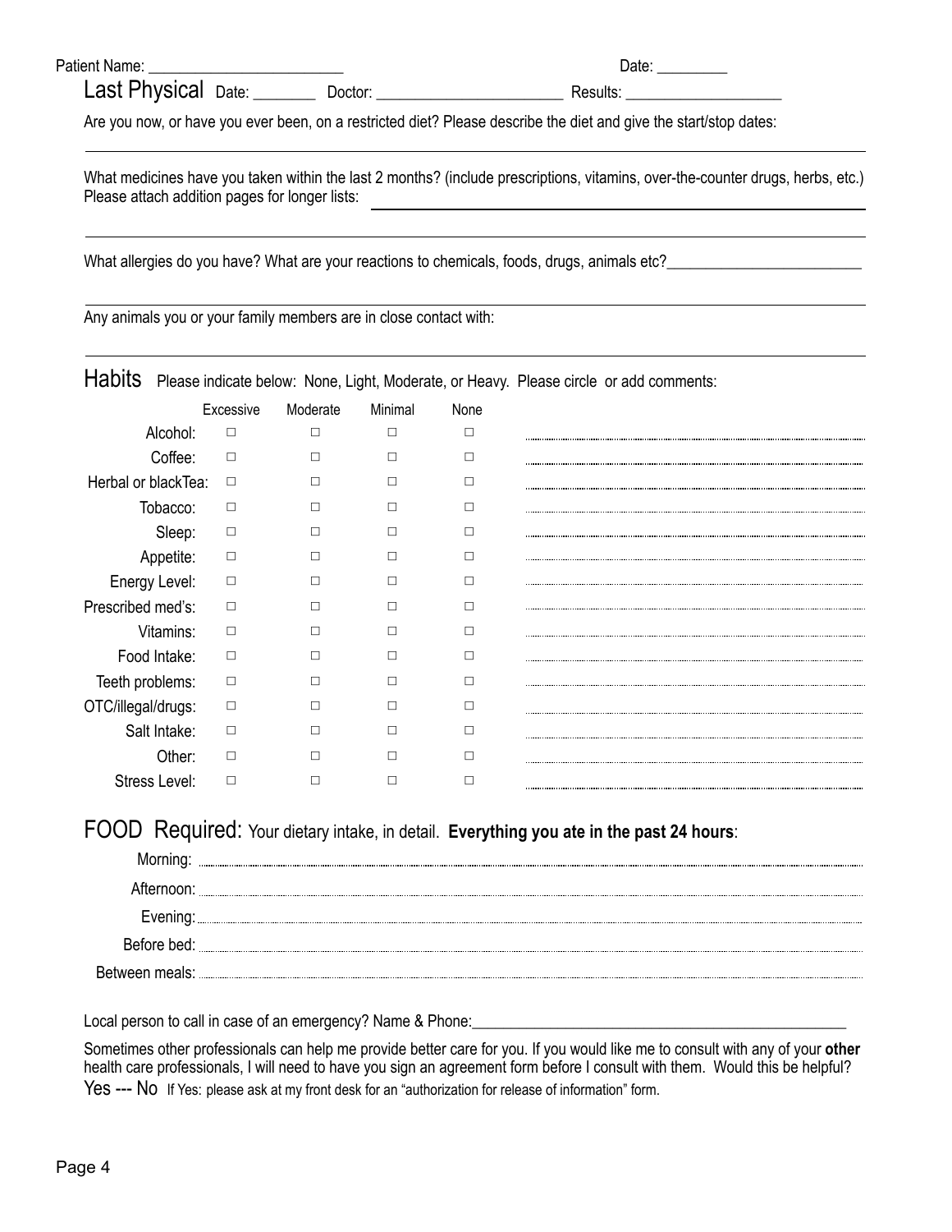Patient Name: ________________________ Date: _________

Last Physical Date: ________ Doctor: ________________________ Results: ____________________

Are you now, or have you ever been, on a restricted diet? Please describe the diet and give the start/stop dates:

______________________________________________________________________

What medicines have you taken within the last 2 months? (include prescriptions, vitamins, over-the-counter drugs, herbs, etc.) Please attach addition pages for longer lists: ______________________________

______________________________________________________________________

What allergies do you have? What are your reactions to chemicals, foods, drugs, animals etc?_________________________

______________________________________________________________________

Any animals you or your family members are in close contact with:

______________________________________________________________________

## Habits

Please indicate below: None, Light, Moderate, or Heavy. Please circle or add comments:

| | Excessive | Moderate | Minimal | None | |
|---|---|---|---|---|---|
| Alcohol: | □ | □ | □ | □ | |
| Coffee: | □ | □ | □ | □ | |
| Herbal or blackTea: | □ | □ | □ | □ | |
| Tobacco: | □ | □ | □ | □ | |
| Sleep: | □ | □ | □ | □ | |
| Appetite: | □ | □ | □ | □ | |
| Energy Level: | □ | □ | □ | □ | |
| Prescribed med's: | □ | □ | □ | □ | |
| Vitamins: | □ | □ | □ | □ | |
| Food Intake: | □ | □ | □ | □ | |
| Teeth problems: | □ | □ | □ | □ | |
| OTC/illegal/drugs: | □ | □ | □ | □ | |
| Salt Intake: | □ | □ | □ | □ | |
| Other: | □ | □ | □ | □ | |
| Stress Level: | □ | □ | □ | □ | |

## FOOD Required:

Your dietary intake, in detail. **Everything you ate in the past 24 hours**:

Morning: ______________________________

Afternoon: ______________________________

Evening: ______________________________

Before bed: ______________________________

Between meals: ______________________________

Local person to call in case of an emergency? Name & Phone:__________________________________________________

Sometimes other professionals can help me provide better care for you. If you would like me to consult with any of your **other** health care professionals, I will need to have you sign an agreement form before I consult with them. Would this be helpful?

Yes --- No If Yes: please ask at my front desk for an "authorization for release of information" form.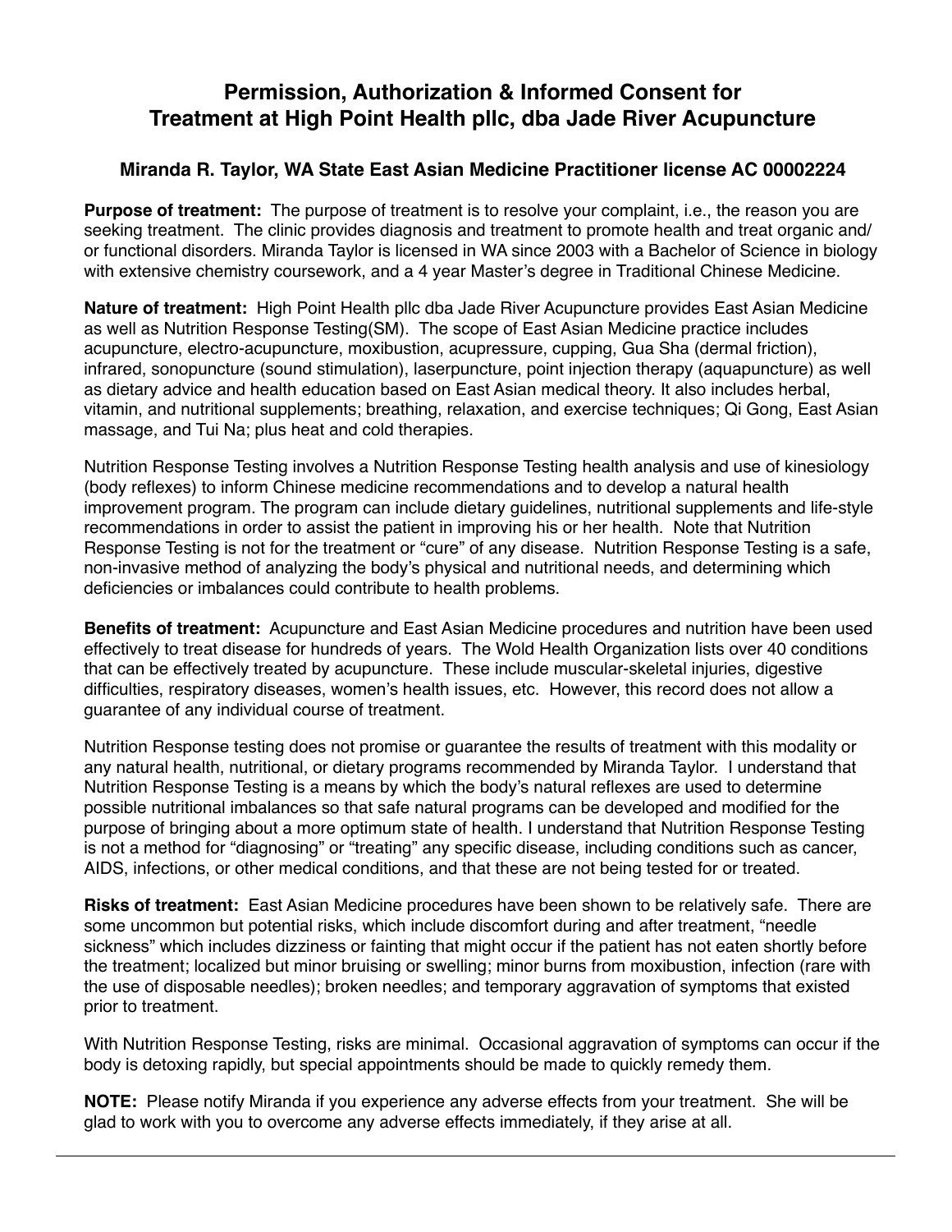# Permission, Authorization & Informed Consent for Treatment at High Point Health pllc, dba Jade River Acupuncture

### Miranda R. Taylor, WA State East Asian Medicine Practitioner license AC 00002224

**Purpose of treatment:** The purpose of treatment is to resolve your complaint, i.e., the reason you are seeking treatment. The clinic provides diagnosis and treatment to promote health and treat organic and/or functional disorders. Miranda Taylor is licensed in WA since 2003 with a Bachelor of Science in biology with extensive chemistry coursework, and a 4 year Master's degree in Traditional Chinese Medicine.

**Nature of treatment:** High Point Health pllc dba Jade River Acupuncture provides East Asian Medicine as well as Nutrition Response Testing(SM). The scope of East Asian Medicine practice includes acupuncture, electro-acupuncture, moxibustion, acupressure, cupping, Gua Sha (dermal friction), infrared, sonopuncture (sound stimulation), laserpuncture, point injection therapy (aquapuncture) as well as dietary advice and health education based on East Asian medical theory. It also includes herbal, vitamin, and nutritional supplements; breathing, relaxation, and exercise techniques; Qi Gong, East Asian massage, and Tui Na; plus heat and cold therapies.

Nutrition Response Testing involves a Nutrition Response Testing health analysis and use of kinesiology (body reflexes) to inform Chinese medicine recommendations and to develop a natural health improvement program. The program can include dietary guidelines, nutritional supplements and life-style recommendations in order to assist the patient in improving his or her health. Note that Nutrition Response Testing is not for the treatment or "cure" of any disease. Nutrition Response Testing is a safe, non-invasive method of analyzing the body's physical and nutritional needs, and determining which deficiencies or imbalances could contribute to health problems.

**Benefits of treatment:** Acupuncture and East Asian Medicine procedures and nutrition have been used effectively to treat disease for hundreds of years. The Wold Health Organization lists over 40 conditions that can be effectively treated by acupuncture. These include muscular-skeletal injuries, digestive difficulties, respiratory diseases, women's health issues, etc. However, this record does not allow a guarantee of any individual course of treatment.

Nutrition Response testing does not promise or guarantee the results of treatment with this modality or any natural health, nutritional, or dietary programs recommended by Miranda Taylor. I understand that Nutrition Response Testing is a means by which the body's natural reflexes are used to determine possible nutritional imbalances so that safe natural programs can be developed and modified for the purpose of bringing about a more optimum state of health. I understand that Nutrition Response Testing is not a method for "diagnosing" or "treating" any specific disease, including conditions such as cancer, AIDS, infections, or other medical conditions, and that these are not being tested for or treated.

**Risks of treatment:** East Asian Medicine procedures have been shown to be relatively safe. There are some uncommon but potential risks, which include discomfort during and after treatment, "needle sickness" which includes dizziness or fainting that might occur if the patient has not eaten shortly before the treatment; localized but minor bruising or swelling; minor burns from moxibustion, infection (rare with the use of disposable needles); broken needles; and temporary aggravation of symptoms that existed prior to treatment.

With Nutrition Response Testing, risks are minimal. Occasional aggravation of symptoms can occur if the body is detoxing rapidly, but special appointments should be made to quickly remedy them.

**NOTE:** Please notify Miranda if you experience any adverse effects from your treatment. She will be glad to work with you to overcome any adverse effects immediately, if they arise at all.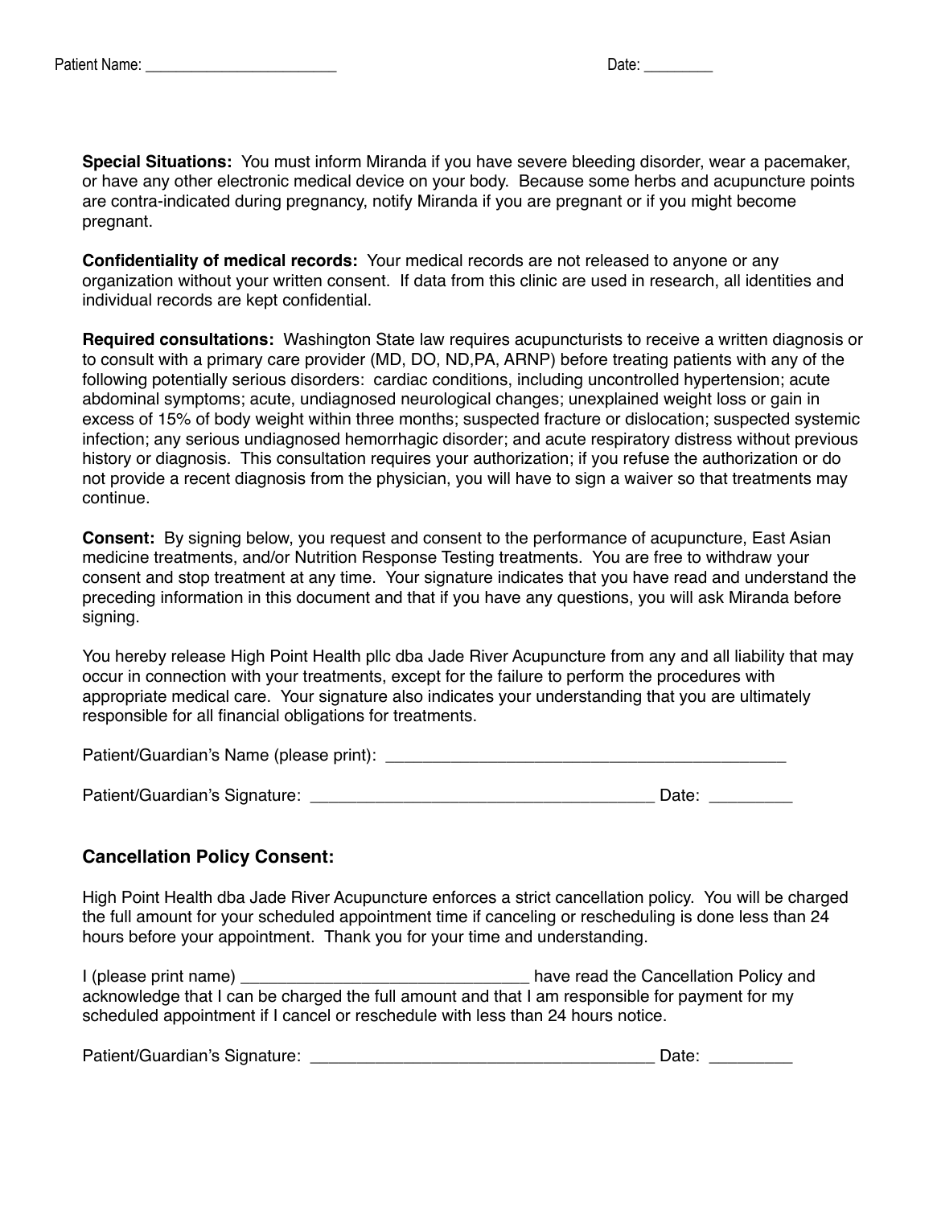Patient Name: ________________________ Date: _________

**Special Situations:** You must inform Miranda if you have severe bleeding disorder, wear a pacemaker, or have any other electronic medical device on your body. Because some herbs and acupuncture points are contra-indicated during pregnancy, notify Miranda if you are pregnant or if you might become pregnant.

**Confidentiality of medical records:** Your medical records are not released to anyone or any organization without your written consent. If data from this clinic are used in research, all identities and individual records are kept confidential.

**Required consultations:** Washington State law requires acupuncturists to receive a written diagnosis or to consult with a primary care provider (MD, DO, ND,PA, ARNP) before treating patients with any of the following potentially serious disorders: cardiac conditions, including uncontrolled hypertension; acute abdominal symptoms; acute, undiagnosed neurological changes; unexplained weight loss or gain in excess of 15% of body weight within three months; suspected fracture or dislocation; suspected systemic infection; any serious undiagnosed hemorrhagic disorder; and acute respiratory distress without previous history or diagnosis. This consultation requires your authorization; if you refuse the authorization or do not provide a recent diagnosis from the physician, you will have to sign a waiver so that treatments may continue.

**Consent:** By signing below, you request and consent to the performance of acupuncture, East Asian medicine treatments, and/or Nutrition Response Testing treatments. You are free to withdraw your consent and stop treatment at any time. Your signature indicates that you have read and understand the preceding information in this document and that if you have any questions, you will ask Miranda before signing.

You hereby release High Point Health pllc dba Jade River Acupuncture from any and all liability that may occur in connection with your treatments, except for the failure to perform the procedures with appropriate medical care. Your signature also indicates your understanding that you are ultimately responsible for all financial obligations for treatments.

Patient/Guardian's Name (please print): ____________________________________________

Patient/Guardian's Signature: _____________________________________ Date: _________

## Cancellation Policy Consent:

High Point Health dba Jade River Acupuncture enforces a strict cancellation policy. You will be charged the full amount for your scheduled appointment time if canceling or rescheduling is done less than 24 hours before your appointment. Thank you for your time and understanding.

I (please print name) _______________________________ have read the Cancellation Policy and acknowledge that I can be charged the full amount and that I am responsible for payment for my scheduled appointment if I cancel or reschedule with less than 24 hours notice.

Patient/Guardian's Signature: _____________________________________ Date: _________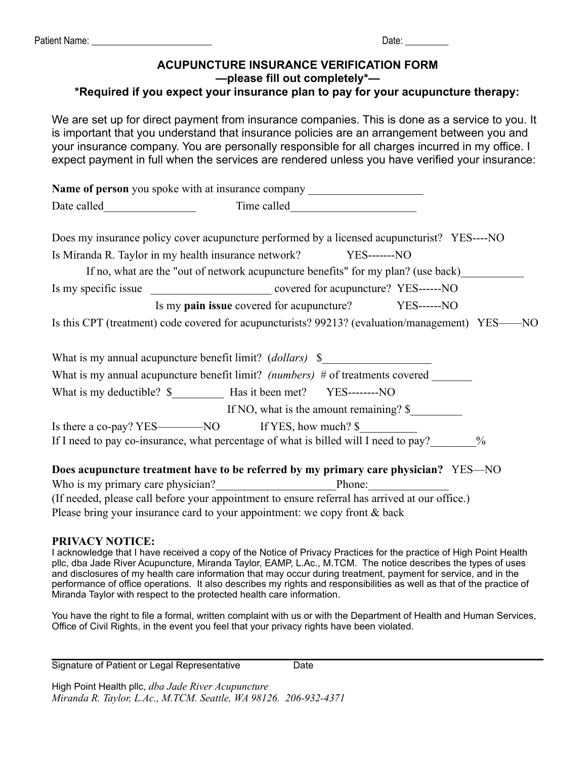Patient Name: ___________________________ Date: _________

## ACUPUNCTURE INSURANCE VERIFICATION FORM

### —please fill out completely*—

### *Required if you expect your insurance plan to pay for your acupuncture therapy:

We are set up for direct payment from insurance companies. This is done as a service to you. It is important that you understand that insurance policies are an arrangement between you and your insurance company. You are personally responsible for all charges incurred in my office. I expect payment in full when the services are rendered unless you have verified your insurance:

**Name of person** you spoke with at insurance company ____________________

Date called________________ Time called______________________

Does my insurance policy cover acupuncture performed by a licensed acupuncturist? YES----NO

Is Miranda R. Taylor in my health insurance network? YES-------NO

If no, what are the "out of network acupuncture benefits" for my plan? (use back)___________

Is my specific issue _____________________ covered for acupuncture? YES------NO

Is my **pain issue** covered for acupuncture? YES------NO

Is this CPT (treatment) code covered for acupuncturists? 99213? (evaluation/management) YES——NO

What is my annual acupuncture benefit limit? (*dollars*) $__________________

What is my annual acupuncture benefit limit? (*numbers*) # of treatments covered _______

What is my deductible? $_________ Has it been met? YES--------NO

If NO, what is the amount remaining? $_________

Is there a co-pay? YES————NO If YES, how much? $__________

If I need to pay co-insurance, what percentage of what is billed will I need to pay?________%

**Does acupuncture treatment have to be referred by my primary care physician?** YES—NO

Who is my primary care physician?____________________Phone:______________

(If needed, please call before your appointment to ensure referral has arrived at our office.)

Please bring your insurance card to your appointment: we copy front & back

**PRIVACY NOTICE:**

I acknowledge that I have received a copy of the Notice of Privacy Practices for the practice of High Point Health pllc, dba Jade River Acupuncture, Miranda Taylor, EAMP, L.Ac., M.TCM. The notice describes the types of uses and disclosures of my health care information that may occur during treatment, payment for service, and in the performance of office operations. It also describes my rights and responsibilities as well as that of the practice of Miranda Taylor with respect to the protected health care information.

You have the right to file a formal, written complaint with us or with the Department of Health and Human Services, Office of Civil Rights, in the event you feel that your privacy rights have been violated.

_______________________________________________

Signature of Patient or Legal Representative Date

High Point Health pllc, *dba Jade River Acupuncture*

*Miranda R. Taylor, L.Ac., M.TCM. Seattle, WA 98126. 206-932-4371*